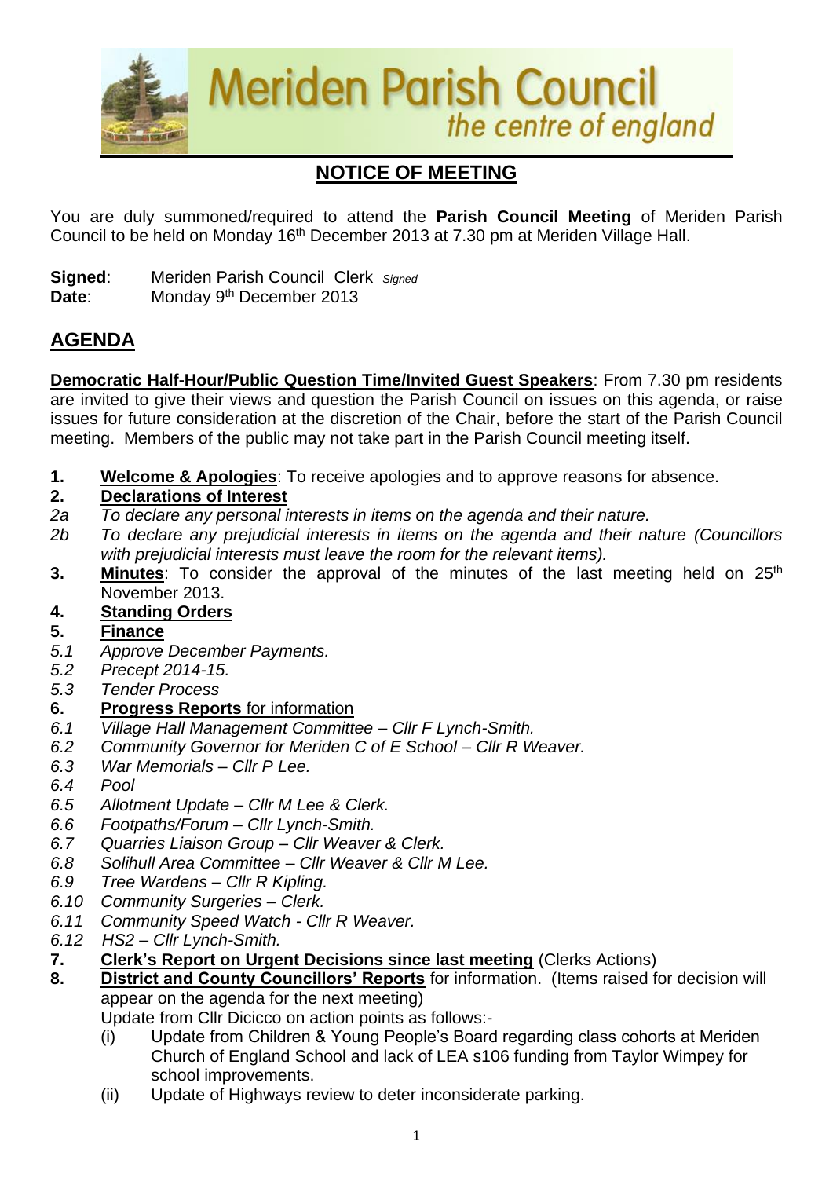# Meriden Parish Council

*the centre of england*

## NOTICE OF MEETING

You are duly summoned/required to attend the **Parish Council Meeting** of Meriden Parish Council to be held on Monday 16th December 2013 at 7.30 pm at Meriden Village Hall.

**Signed**: Meriden Parish Council Clerk *Signed*\_\_\_\_\_\_\_\_\_\_\_\_\_\_\_\_\_\_\_\_\_\_\_\_\_

**Date**: Monday 9th December 2013

## AGENDA

**Democratic Half-Hour/Public Question Time/Invited Guest Speakers**: From 7.30 pm residents are invited to give their views and question the Parish Council on issues on this agenda, or raise issues for future consideration at the discretion of the Chair, before the start of the Parish Council meeting. Members of the public may not take part in the Parish Council meeting itself.

1. **Welcome & Apologies**: To receive apologies and to approve reasons for absence.
2. **Declarations of Interest**

   *2a To declare any personal interests in items on the agenda and their nature.*

   *2b To declare any prejudicial interests in items on the agenda and their nature (Councillors with prejudicial interests must leave the room for the relevant items).*
3. **Minutes**: To consider the approval of the minutes of the last meeting held on 25th November 2013.
4. **Standing Orders**
5. **Finance**

   *5.1 Approve December Payments.*

   *5.2 Precept 2014-15.*

   *5.3 Tender Process*
6. **Progress Reports** for information

   *6.1 Village Hall Management Committee – Cllr F Lynch-Smith.*

   *6.2 Community Governor for Meriden C of E School – Cllr R Weaver.*

   *6.3 War Memorials – Cllr P Lee.*

   *6.4 Pool*

   *6.5 Allotment Update – Cllr M Lee & Clerk.*

   *6.6 Footpaths/Forum – Cllr Lynch-Smith.*

   *6.7 Quarries Liaison Group – Cllr Weaver & Clerk.*

   *6.8 Solihull Area Committee – Cllr Weaver & Cllr M Lee.*

   *6.9 Tree Wardens – Cllr R Kipling.*

   *6.10 Community Surgeries – Clerk.*

   *6.11 Community Speed Watch - Cllr R Weaver.*

   *6.12 HS2 – Cllr Lynch-Smith.*
7. **Clerk's Report on Urgent Decisions since last meeting** (Clerks Actions)
8. **District and County Councillors' Reports** for information. (Items raised for decision will appear on the agenda for the next meeting)

   Update from Cllr Dicicco on action points as follows:-

   (i) Update from Children & Young People's Board regarding class cohorts at Meriden Church of England School and lack of LEA s106 funding from Taylor Wimpey for school improvements.

   (ii) Update of Highways review to deter inconsiderate parking.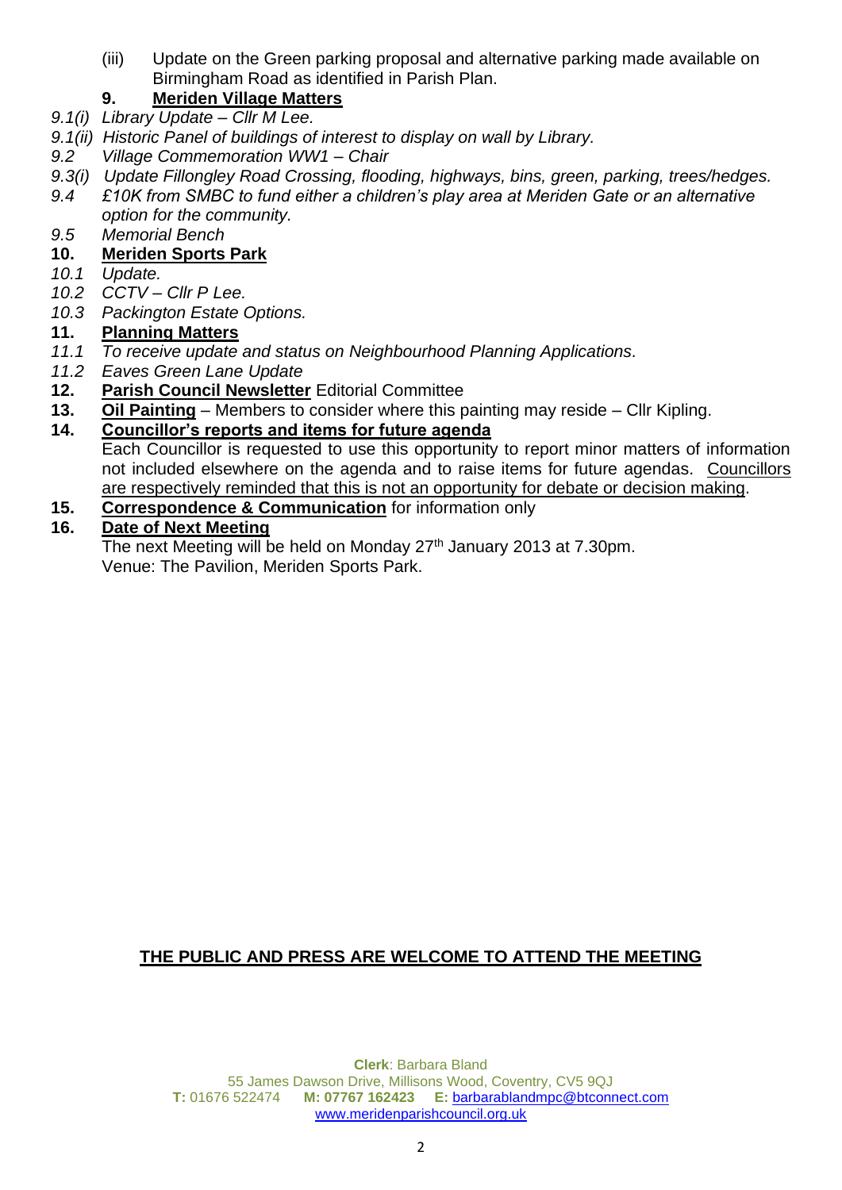(iii) Update on the Green parking proposal and alternative parking made available on Birmingham Road as identified in Parish Plan.

**9. <u>Meriden Village Matters</u>**

*9.1(i) Library Update – Cllr M Lee.*
*9.1(ii) Historic Panel of buildings of interest to display on wall by Library.*
*9.2 Village Commemoration WW1 – Chair*
*9.3(i) Update Fillongley Road Crossing, flooding, highways, bins, green, parking, trees/hedges.*
*9.4 £10K from SMBC to fund either a children's play area at Meriden Gate or an alternative option for the community.*
*9.5 Memorial Bench*

**10. <u>Meriden Sports Park</u>**

*10.1 Update.*
*10.2 CCTV – Cllr P Lee.*
*10.3 Packington Estate Options.*

**11. <u>Planning Matters</u>**

*11.1 To receive update and status on Neighbourhood Planning Applications.*
*11.2 Eaves Green Lane Update*

**12. <u>Parish Council Newsletter</u>** Editorial Committee

**13. <u>Oil Painting</u>** – Members to consider where this painting may reside – Cllr Kipling.

**14. <u>Councillor's reports and items for future agenda</u>**

Each Councillor is requested to use this opportunity to report minor matters of information not included elsewhere on the agenda and to raise items for future agendas. <u>Councillors are respectively reminded that this is not an opportunity for debate or decision making</u>.

**15. <u>Correspondence & Communication</u>** for information only

**16. <u>Date of Next Meeting</u>**

The next Meeting will be held on Monday 27th January 2013 at 7.30pm.
Venue: The Pavilion, Meriden Sports Park.

**<u>THE PUBLIC AND PRESS ARE WELCOME TO ATTEND THE MEETING</u>**

**Clerk**: Barbara Bland
55 James Dawson Drive, Millisons Wood, Coventry, CV5 9QJ
**T:** 01676 522474 **M: 07767 162423** **E:** barbarablandmpc@btconnect.com
www.meridenparishcouncil.org.uk